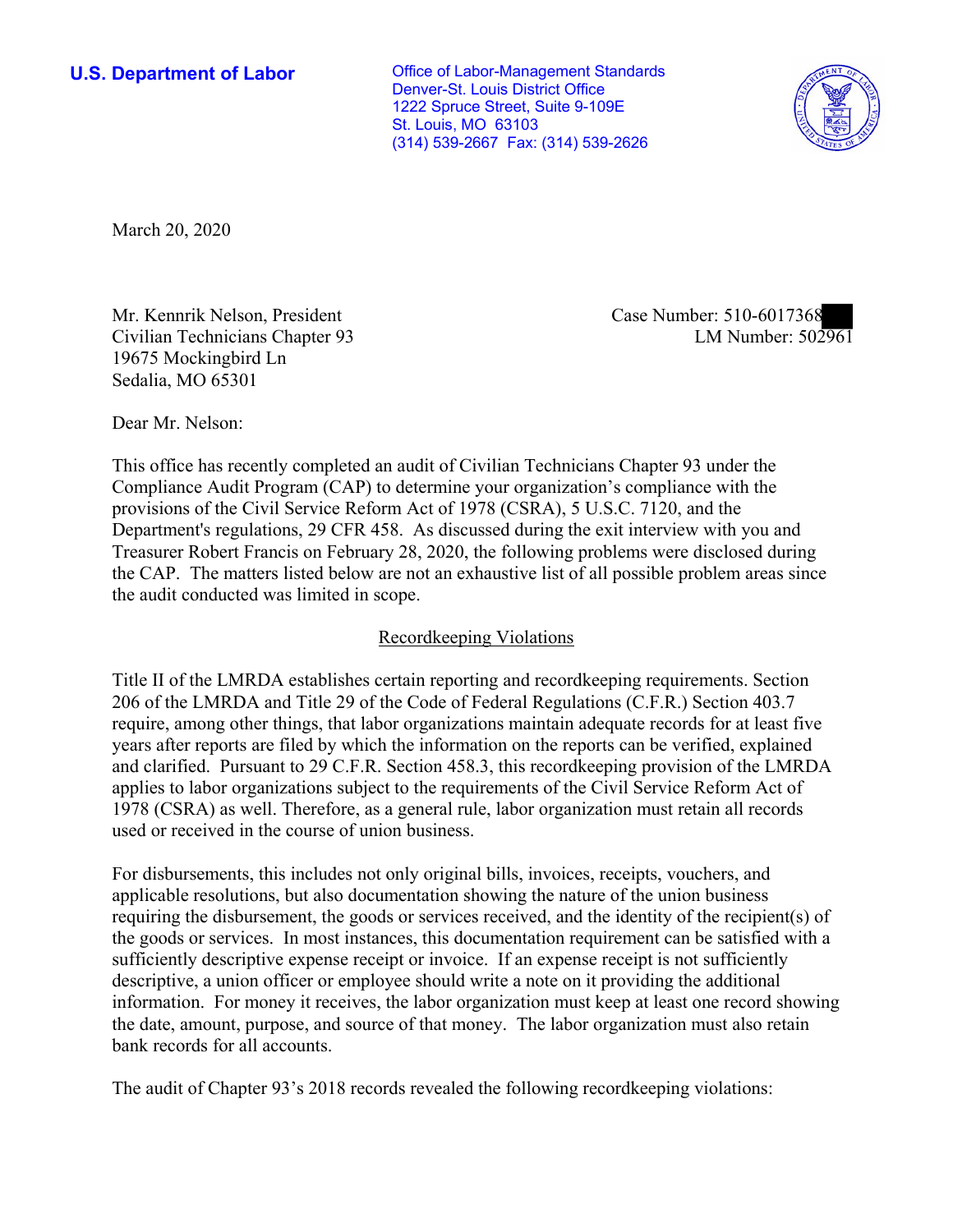**U.S. Department of Labor**

Office of Labor-Management Standards
Denver-St. Louis District Office
1222 Spruce Street, Suite 9-109E
St. Louis, MO 63103
(314) 539-2667 Fax: (314) 539-2626

March 20, 2020

Mr. Kennrik Nelson, President
Civilian Technicians Chapter 93
19675 Mockingbird Ln
Sedalia, MO 65301

Case Number: 510-6017368
LM Number: 502961

Dear Mr. Nelson:

This office has recently completed an audit of Civilian Technicians Chapter 93 under the Compliance Audit Program (CAP) to determine your organization's compliance with the provisions of the Civil Service Reform Act of 1978 (CSRA), 5 U.S.C. 7120, and the Department's regulations, 29 CFR 458. As discussed during the exit interview with you and Treasurer Robert Francis on February 28, 2020, the following problems were disclosed during the CAP. The matters listed below are not an exhaustive list of all possible problem areas since the audit conducted was limited in scope.

## Recordkeeping Violations

Title II of the LMRDA establishes certain reporting and recordkeeping requirements. Section 206 of the LMRDA and Title 29 of the Code of Federal Regulations (C.F.R.) Section 403.7 require, among other things, that labor organizations maintain adequate records for at least five years after reports are filed by which the information on the reports can be verified, explained and clarified. Pursuant to 29 C.F.R. Section 458.3, this recordkeeping provision of the LMRDA applies to labor organizations subject to the requirements of the Civil Service Reform Act of 1978 (CSRA) as well. Therefore, as a general rule, labor organization must retain all records used or received in the course of union business.

For disbursements, this includes not only original bills, invoices, receipts, vouchers, and applicable resolutions, but also documentation showing the nature of the union business requiring the disbursement, the goods or services received, and the identity of the recipient(s) of the goods or services. In most instances, this documentation requirement can be satisfied with a sufficiently descriptive expense receipt or invoice. If an expense receipt is not sufficiently descriptive, a union officer or employee should write a note on it providing the additional information. For money it receives, the labor organization must keep at least one record showing the date, amount, purpose, and source of that money. The labor organization must also retain bank records for all accounts.

The audit of Chapter 93's 2018 records revealed the following recordkeeping violations: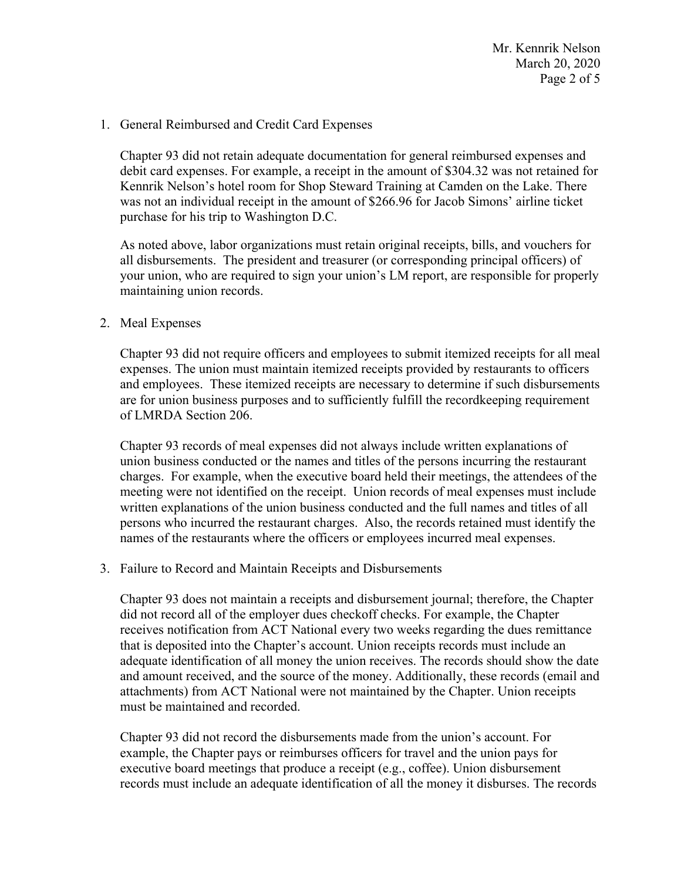1. General Reimbursed and Credit Card Expenses

   Chapter 93 did not retain adequate documentation for general reimbursed expenses and debit card expenses. For example, a receipt in the amount of $304.32 was not retained for Kennrik Nelson's hotel room for Shop Steward Training at Camden on the Lake. There was not an individual receipt in the amount of $266.96 for Jacob Simons' airline ticket purchase for his trip to Washington D.C.

   As noted above, labor organizations must retain original receipts, bills, and vouchers for all disbursements. The president and treasurer (or corresponding principal officers) of your union, who are required to sign your union's LM report, are responsible for properly maintaining union records.

2. Meal Expenses

   Chapter 93 did not require officers and employees to submit itemized receipts for all meal expenses. The union must maintain itemized receipts provided by restaurants to officers and employees. These itemized receipts are necessary to determine if such disbursements are for union business purposes and to sufficiently fulfill the recordkeeping requirement of LMRDA Section 206.

   Chapter 93 records of meal expenses did not always include written explanations of union business conducted or the names and titles of the persons incurring the restaurant charges. For example, when the executive board held their meetings, the attendees of the meeting were not identified on the receipt. Union records of meal expenses must include written explanations of the union business conducted and the full names and titles of all persons who incurred the restaurant charges. Also, the records retained must identify the names of the restaurants where the officers or employees incurred meal expenses.

3. Failure to Record and Maintain Receipts and Disbursements

   Chapter 93 does not maintain a receipts and disbursement journal; therefore, the Chapter did not record all of the employer dues checkoff checks. For example, the Chapter receives notification from ACT National every two weeks regarding the dues remittance that is deposited into the Chapter's account. Union receipts records must include an adequate identification of all money the union receives. The records should show the date and amount received, and the source of the money. Additionally, these records (email and attachments) from ACT National were not maintained by the Chapter. Union receipts must be maintained and recorded.

   Chapter 93 did not record the disbursements made from the union's account. For example, the Chapter pays or reimburses officers for travel and the union pays for executive board meetings that produce a receipt (e.g., coffee). Union disbursement records must include an adequate identification of all the money it disburses. The records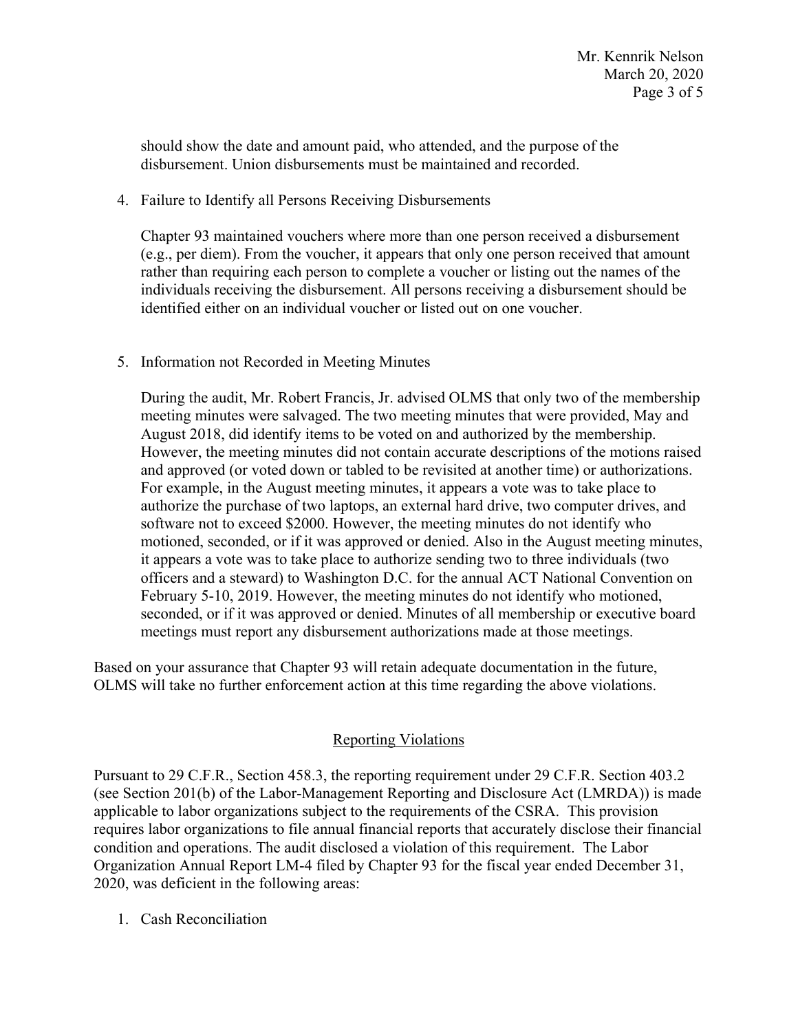should show the date and amount paid, who attended, and the purpose of the disbursement. Union disbursements must be maintained and recorded.

4. Failure to Identify all Persons Receiving Disbursements

   Chapter 93 maintained vouchers where more than one person received a disbursement (e.g., per diem). From the voucher, it appears that only one person received that amount rather than requiring each person to complete a voucher or listing out the names of the individuals receiving the disbursement. All persons receiving a disbursement should be identified either on an individual voucher or listed out on one voucher.

5. Information not Recorded in Meeting Minutes

   During the audit, Mr. Robert Francis, Jr. advised OLMS that only two of the membership meeting minutes were salvaged. The two meeting minutes that were provided, May and August 2018, did identify items to be voted on and authorized by the membership. However, the meeting minutes did not contain accurate descriptions of the motions raised and approved (or voted down or tabled to be revisited at another time) or authorizations. For example, in the August meeting minutes, it appears a vote was to take place to authorize the purchase of two laptops, an external hard drive, two computer drives, and software not to exceed $2000. However, the meeting minutes do not identify who motioned, seconded, or if it was approved or denied. Also in the August meeting minutes, it appears a vote was to take place to authorize sending two to three individuals (two officers and a steward) to Washington D.C. for the annual ACT National Convention on February 5-10, 2019. However, the meeting minutes do not identify who motioned, seconded, or if it was approved or denied. Minutes of all membership or executive board meetings must report any disbursement authorizations made at those meetings.

Based on your assurance that Chapter 93 will retain adequate documentation in the future, OLMS will take no further enforcement action at this time regarding the above violations.

## Reporting Violations

Pursuant to 29 C.F.R., Section 458.3, the reporting requirement under 29 C.F.R. Section 403.2 (see Section 201(b) of the Labor-Management Reporting and Disclosure Act (LMRDA)) is made applicable to labor organizations subject to the requirements of the CSRA. This provision requires labor organizations to file annual financial reports that accurately disclose their financial condition and operations. The audit disclosed a violation of this requirement. The Labor Organization Annual Report LM-4 filed by Chapter 93 for the fiscal year ended December 31, 2020, was deficient in the following areas:

1. Cash Reconciliation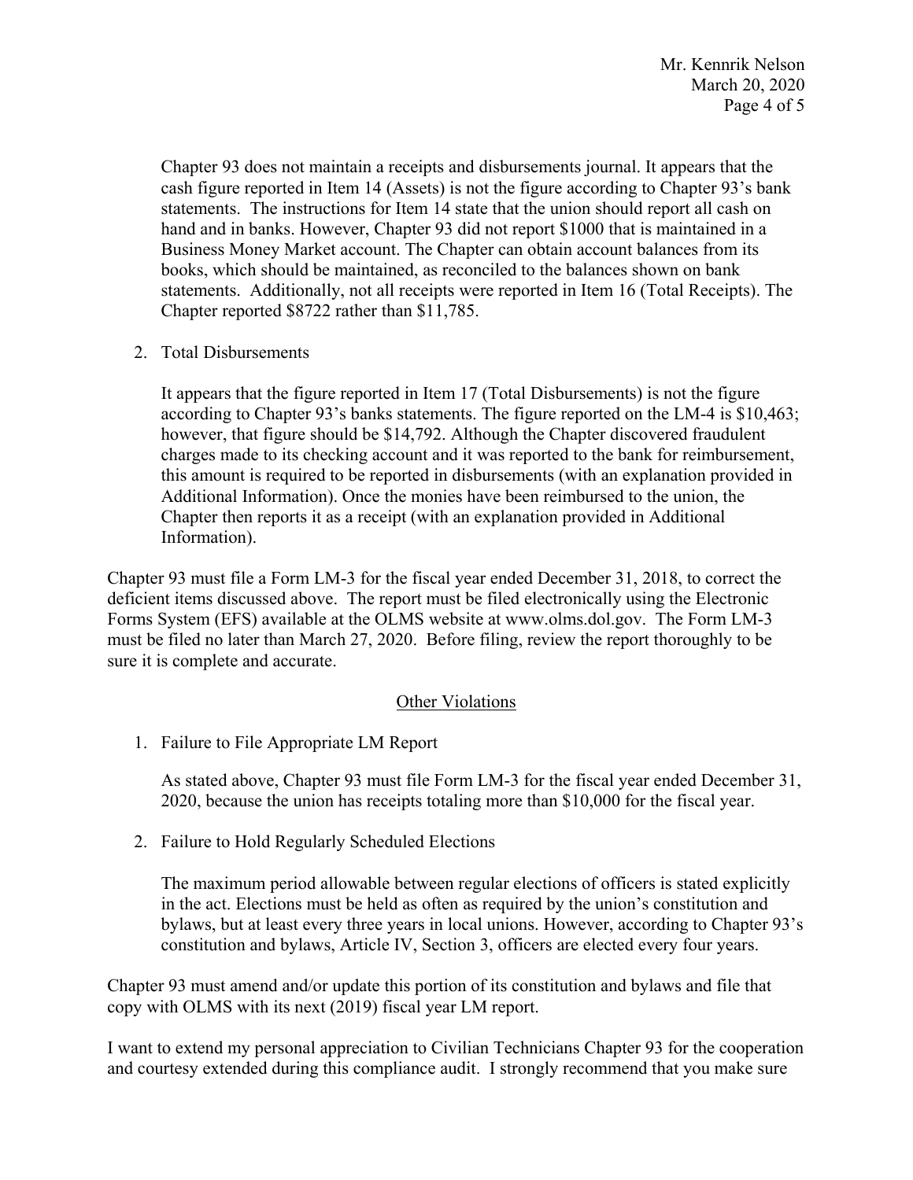Chapter 93 does not maintain a receipts and disbursements journal. It appears that the cash figure reported in Item 14 (Assets) is not the figure according to Chapter 93's bank statements. The instructions for Item 14 state that the union should report all cash on hand and in banks. However, Chapter 93 did not report $1000 that is maintained in a Business Money Market account. The Chapter can obtain account balances from its books, which should be maintained, as reconciled to the balances shown on bank statements. Additionally, not all receipts were reported in Item 16 (Total Receipts). The Chapter reported $8722 rather than $11,785.

2. Total Disbursements

   It appears that the figure reported in Item 17 (Total Disbursements) is not the figure according to Chapter 93's banks statements. The figure reported on the LM-4 is $10,463; however, that figure should be $14,792. Although the Chapter discovered fraudulent charges made to its checking account and it was reported to the bank for reimbursement, this amount is required to be reported in disbursements (with an explanation provided in Additional Information). Once the monies have been reimbursed to the union, the Chapter then reports it as a receipt (with an explanation provided in Additional Information).

Chapter 93 must file a Form LM-3 for the fiscal year ended December 31, 2018, to correct the deficient items discussed above. The report must be filed electronically using the Electronic Forms System (EFS) available at the OLMS website at www.olms.dol.gov. The Form LM-3 must be filed no later than March 27, 2020. Before filing, review the report thoroughly to be sure it is complete and accurate.

<u>Other Violations</u>

1. Failure to File Appropriate LM Report

   As stated above, Chapter 93 must file Form LM-3 for the fiscal year ended December 31, 2020, because the union has receipts totaling more than $10,000 for the fiscal year.

2. Failure to Hold Regularly Scheduled Elections

   The maximum period allowable between regular elections of officers is stated explicitly in the act. Elections must be held as often as required by the union's constitution and bylaws, but at least every three years in local unions. However, according to Chapter 93's constitution and bylaws, Article IV, Section 3, officers are elected every four years.

Chapter 93 must amend and/or update this portion of its constitution and bylaws and file that copy with OLMS with its next (2019) fiscal year LM report.

I want to extend my personal appreciation to Civilian Technicians Chapter 93 for the cooperation and courtesy extended during this compliance audit. I strongly recommend that you make sure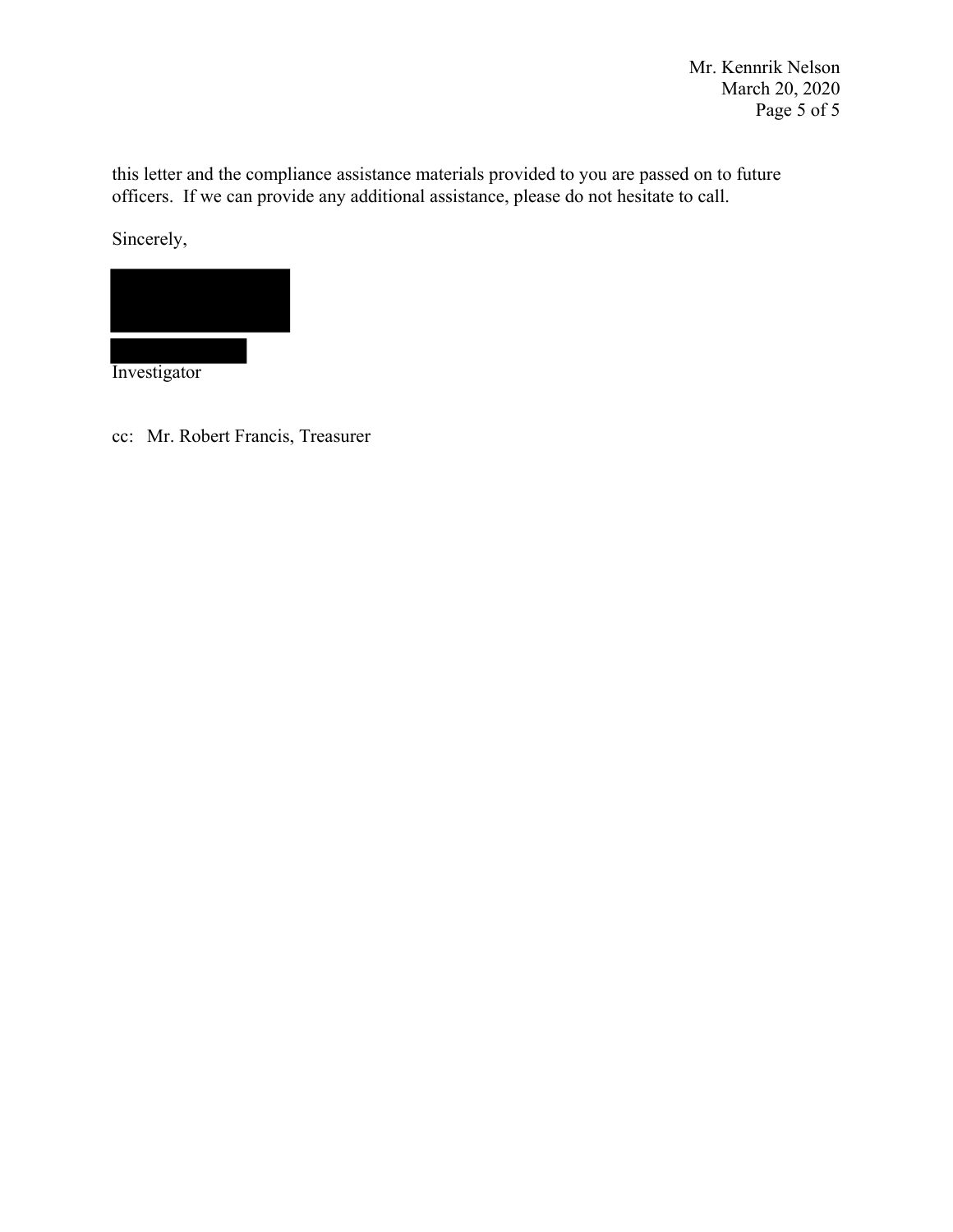this letter and the compliance assistance materials provided to you are passed on to future officers. If we can provide any additional assistance, please do not hesitate to call.

Sincerely,

Investigator

cc: Mr. Robert Francis, Treasurer